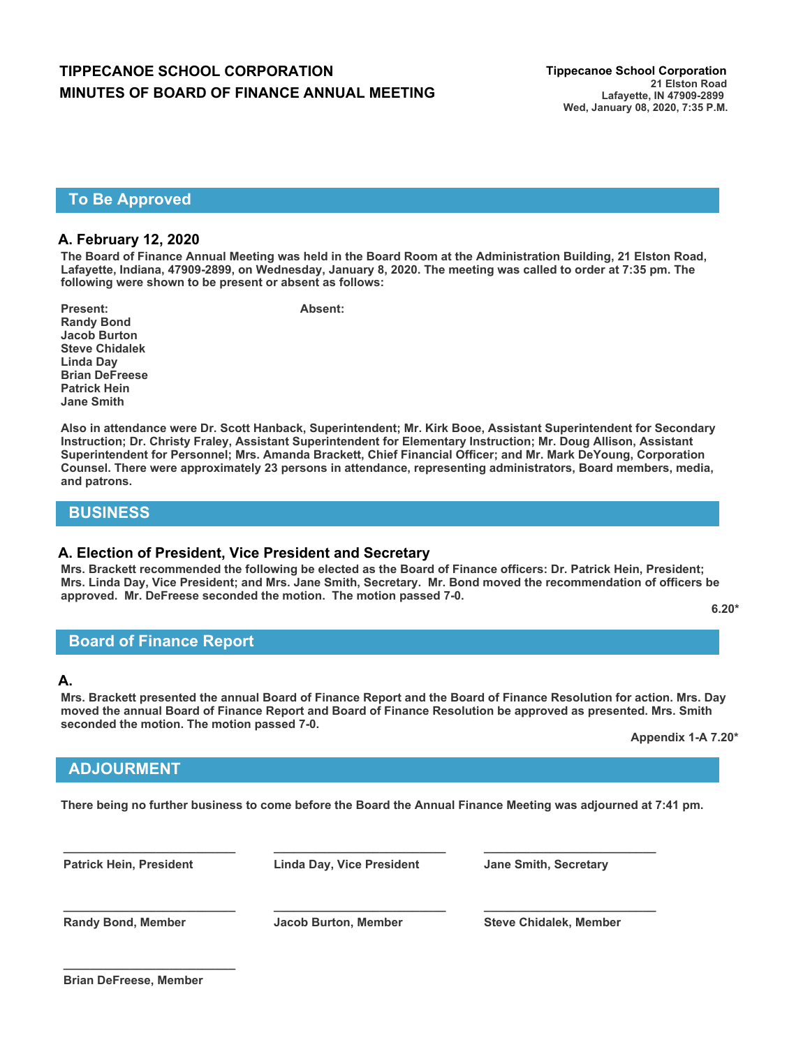# TIPPECANOE SCHOOL CORPORATION
# MINUTES OF BOARD OF FINANCE ANNUAL MEETING

**Tippecanoe School Corporation**
21 Elston Road
Lafayette, IN 47909-2899
Wed, January 08, 2020, 7:35 P.M.

## To Be Approved

### A. February 12, 2020

**The Board of Finance Annual Meeting was held in the Board Room at the Administration Building, 21 Elston Road, Lafayette, Indiana, 47909-2899, on Wednesday, January 8, 2020. The meeting was called to order at 7:35 pm. The following were shown to be present or absent as follows:**

| Present: | Absent: |
|---|---|
| Randy Bond | |
| Jacob Burton | |
| Steve Chidalek | |
| Linda Day | |
| Brian DeFreese | |
| Patrick Hein | |
| Jane Smith | |

**Also in attendance were Dr. Scott Hanback, Superintendent; Mr. Kirk Booe, Assistant Superintendent for Secondary Instruction; Dr. Christy Fraley, Assistant Superintendent for Elementary Instruction; Mr. Doug Allison, Assistant Superintendent for Personnel; Mrs. Amanda Brackett, Chief Financial Officer; and Mr. Mark DeYoung, Corporation Counsel. There were approximately 23 persons in attendance, representing administrators, Board members, media, and patrons.**

## BUSINESS

### A. Election of President, Vice President and Secretary

**Mrs. Brackett recommended the following be elected as the Board of Finance officers: Dr. Patrick Hein, President; Mrs. Linda Day, Vice President; and Mrs. Jane Smith, Secretary. Mr. Bond moved the recommendation of officers be approved. Mr. DeFreese seconded the motion. The motion passed 7-0.**

**6.20***

## Board of Finance Report

### A.

**Mrs. Brackett presented the annual Board of Finance Report and the Board of Finance Resolution for action. Mrs. Day moved the annual Board of Finance Report and Board of Finance Resolution be approved as presented. Mrs. Smith seconded the motion. The motion passed 7-0.**

**Appendix 1-A 7.20***

## ADJOURMENT

**There being no further business to come before the Board the Annual Finance Meeting was adjourned at 7:41 pm.**

| ________________________ | ________________________ | ________________________ |
|---|---|---|
| Patrick Hein, President | Linda Day, Vice President | Jane Smith, Secretary |
| ________________________ | ________________________ | ________________________ |
| Randy Bond, Member | Jacob Burton, Member | Steve Chidalek, Member |
| ________________________ | | |
| Brian DeFreese, Member | | |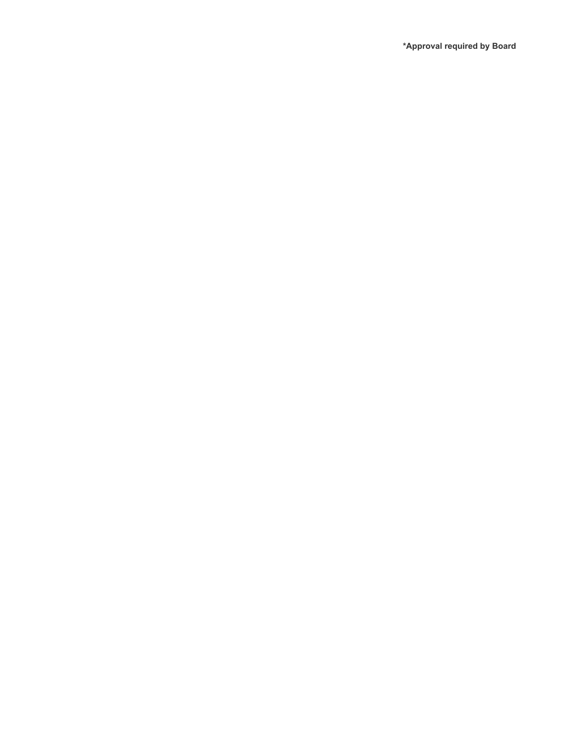**\*Approval required by Board**